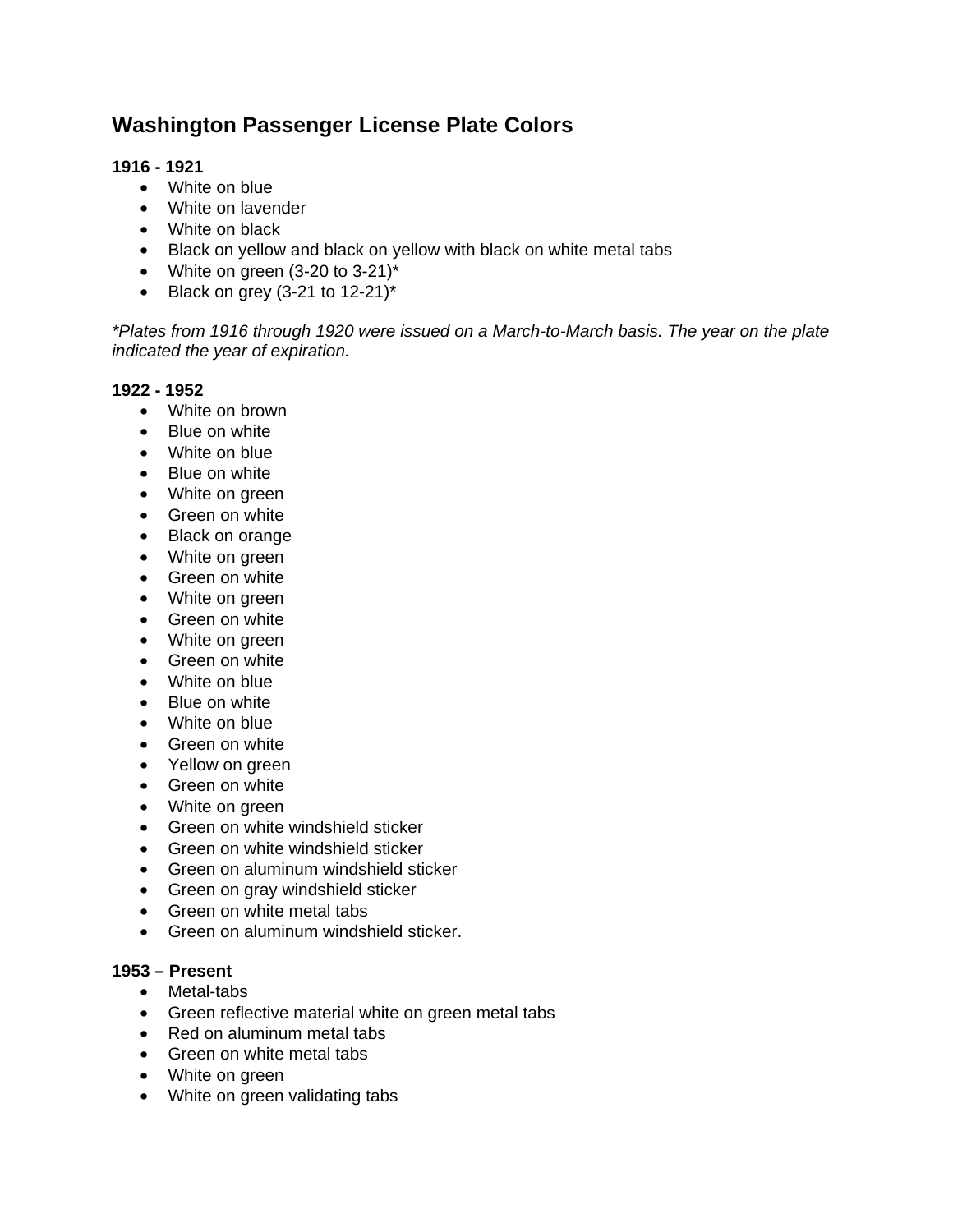# Washington Passenger License Plate Colors

**1916 - 1921**

- White on blue
- White on lavender
- White on black
- Black on yellow and black on yellow with black on white metal tabs
- White on green (3-20 to 3-21)*
- Black on grey (3-21 to 12-21)*

*\*Plates from 1916 through 1920 were issued on a March-to-March basis. The year on the plate indicated the year of expiration.*

**1922 - 1952**

- White on brown
- Blue on white
- White on blue
- Blue on white
- White on green
- Green on white
- Black on orange
- White on green
- Green on white
- White on green
- Green on white
- White on green
- Green on white
- White on blue
- Blue on white
- White on blue
- Green on white
- Yellow on green
- Green on white
- White on green
- Green on white windshield sticker
- Green on white windshield sticker
- Green on aluminum windshield sticker
- Green on gray windshield sticker
- Green on white metal tabs
- Green on aluminum windshield sticker.

**1953 – Present**

- Metal-tabs
- Green reflective material white on green metal tabs
- Red on aluminum metal tabs
- Green on white metal tabs
- White on green
- White on green validating tabs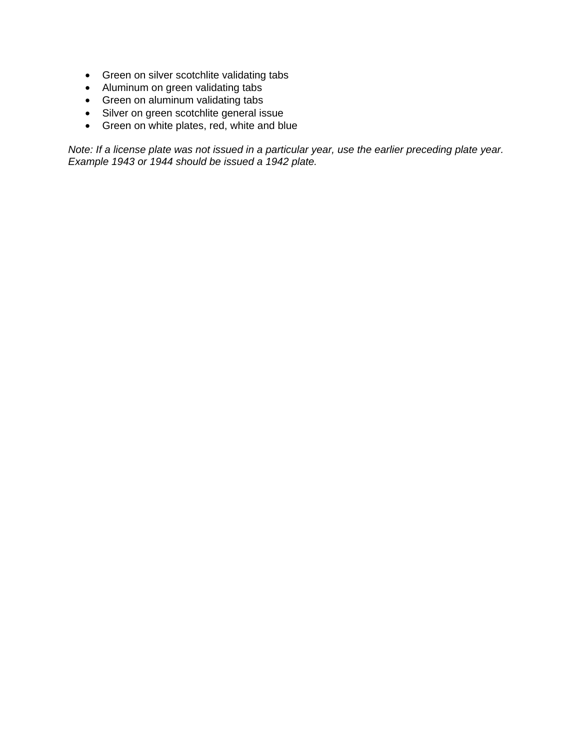- Green on silver scotchlite validating tabs
- Aluminum on green validating tabs
- Green on aluminum validating tabs
- Silver on green scotchlite general issue
- Green on white plates, red, white and blue

*Note: If a license plate was not issued in a particular year, use the earlier preceding plate year. Example 1943 or 1944 should be issued a 1942 plate.*